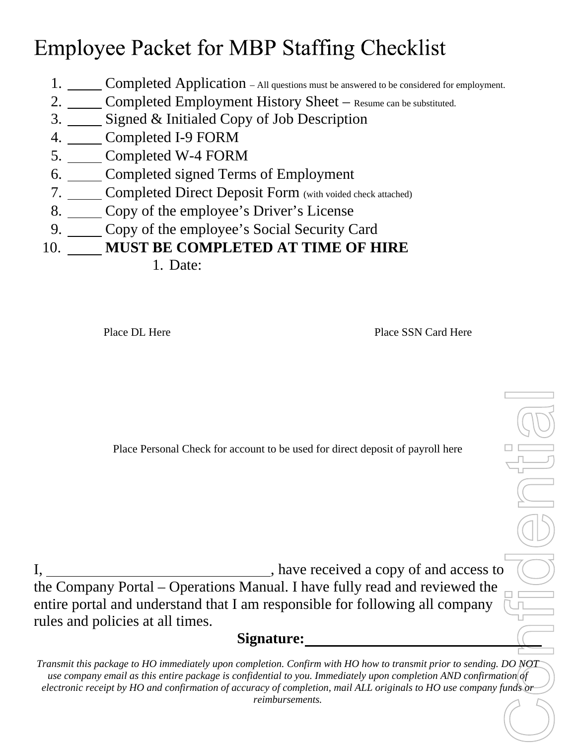# Employee Packet for MBP Staffing Checklist

1. _____ Completed Application – All questions must be answered to be considered for employment.
2. _____ Completed Employment History Sheet – Resume can be substituted.
3. _____ Signed & Initialed Copy of Job Description
4. _____ Completed I-9 FORM
5. _____ Completed W-4 FORM
6. _____ Completed signed Terms of Employment
7. _____ Completed Direct Deposit Form (with voided check attached)
8. _____ Copy of the employee's Driver's License
9. _____ Copy of the employee's Social Security Card
10. _____ **MUST BE COMPLETED AT TIME OF HIRE**
    1. Date:

Place DL Here

Place SSN Card Here

Place Personal Check for account to be used for direct deposit of payroll here

I, ______________________________, have received a copy of and access to the Company Portal – Operations Manual. I have fully read and reviewed the entire portal and understand that I am responsible for following all company rules and policies at all times.

**Signature:**______________________________

*Transmit this package to HO immediately upon completion. Confirm with HO how to transmit prior to sending. DO NOT use company email as this entire package is confidential to you. Immediately upon completion AND confirmation of electronic receipt by HO and confirmation of accuracy of completion, mail ALL originals to HO use company funds or reimbursements.*

Confidential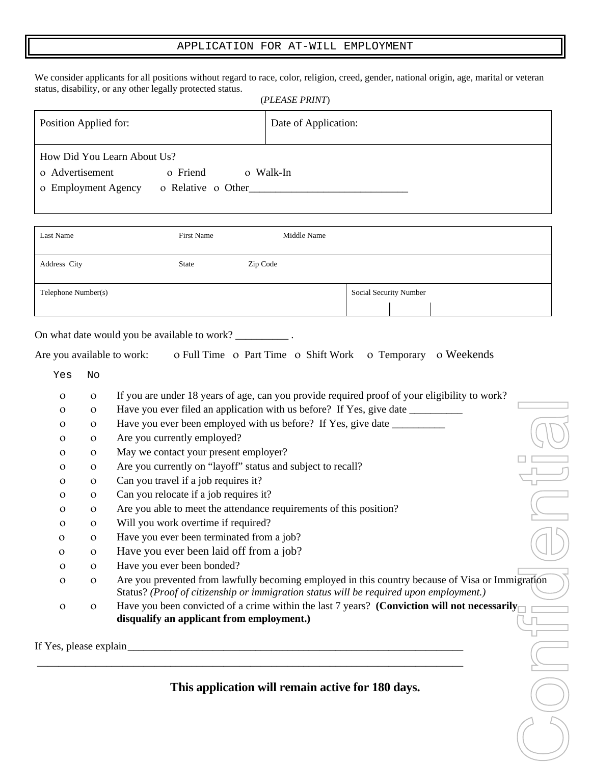# APPLICATION FOR AT-WILL EMPLOYMENT

We consider applicants for all positions without regard to race, color, religion, creed, gender, national origin, age, marital or veteran status, disability, or any other legally protected status.

(*PLEASE PRINT*)

| Position Applied for: | Date of Application: |
|---|---|

How Did You Learn About Us?

ο Advertisement ο Friend ο Walk-In
ο Employment Agency ο Relative ο Other______________________________

| Last Name | First Name | Middle Name |
|---|---|---|
| Address City | State | Zip Code |

| Telephone Number(s) | Social Security Number |
|---|---|

On what date would you be available to work? __________ .

Are you available to work: ο Full Time ο Part Time ο Shift Work ο Temporary ο Weekends

| Yes | No | |
|---|---|---|
| ο | ο | If you are under 18 years of age, can you provide required proof of your eligibility to work? |
| ο | ο | Have you ever filed an application with us before? If Yes, give date __________ |
| ο | ο | Have you ever been employed with us before? If Yes, give date __________ |
| ο | ο | Are you currently employed? |
| ο | ο | May we contact your present employer? |
| ο | ο | Are you currently on "layoff" status and subject to recall? |
| ο | ο | Can you travel if a job requires it? |
| ο | ο | Can you relocate if a job requires it? |
| ο | ο | Are you able to meet the attendance requirements of this position? |
| ο | ο | Will you work overtime if required? |
| ο | ο | Have you ever been terminated from a job? |
| ο | ο | Have you ever been laid off from a job? |
| ο | ο | Have you ever been bonded? |
| ο | ο | Are you prevented from lawfully becoming employed in this country because of Visa or Immigration Status? *(Proof of citizenship or immigration status will be required upon employment.)* |
| ο | ο | Have you been convicted of a crime within the last 7 years? **(Conviction will not necessarily disqualify an applicant from employment.)** |

If Yes, please explain_________________________________________________________________

_________________________________________________________________________________

**This application will remain active for 180 days.**

Confidential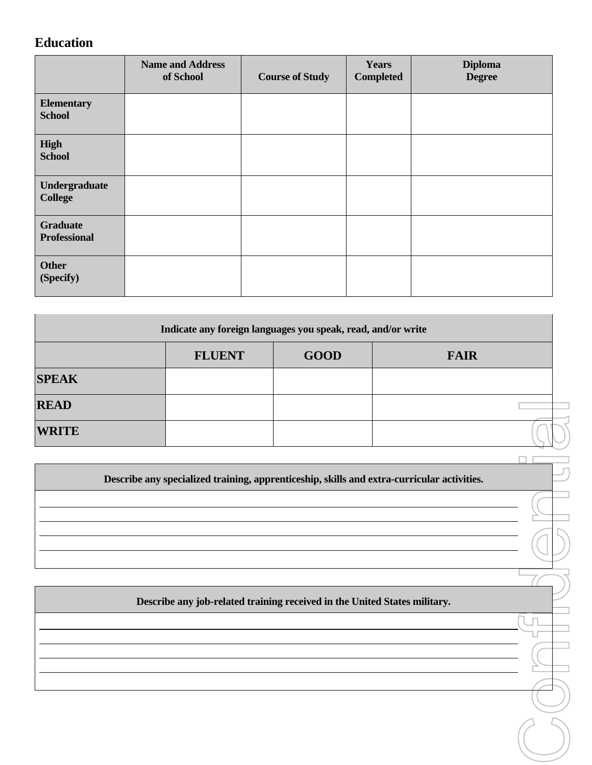## Education

| | Name and Address of School | Course of Study | Years Completed | Diploma Degree |
|---|---|---|---|---|
| **Elementary School** | | | | |
| **High School** | | | | |
| **Undergraduate College** | | | | |
| **Graduate Professional** | | | | |
| **Other (Specify)** | | | | |

| Indicate any foreign languages you speak, read, and/or write | | | |
|---|---|---|---|
| | **FLUENT** | **GOOD** | **FAIR** |
| **SPEAK** | | | |
| **READ** | | | |
| **WRITE** | | | |

| Describe any specialized training, apprenticeship, skills and extra-curricular activities. |
|---|
| |

| Describe any job-related training received in the United States military. |
|---|
| |

Confidential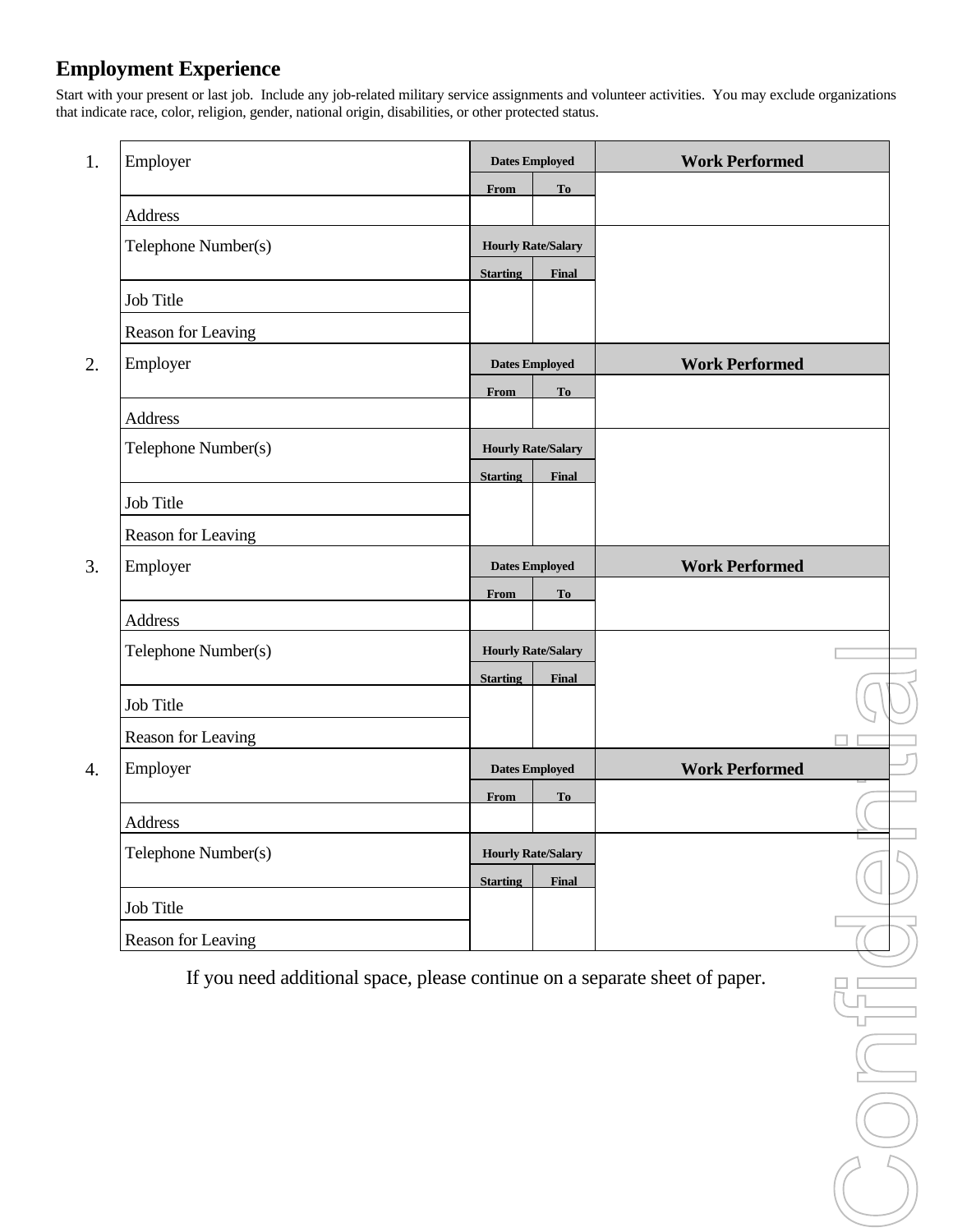## Employment Experience

Start with your present or last job. Include any job-related military service assignments and volunteer activities. You may exclude organizations that indicate race, color, religion, gender, national origin, disabilities, or other protected status.

| # | | Dates Employed | | Work Performed |
|---|---|---|---|---|
| | | From | To | |
| 1. | Employer | | | |
| | Address | | | |
| | Telephone Number(s) | Hourly Rate/Salary | | |
| | | Starting | Final | |
| | Job Title | | | |
| | Reason for Leaving | | | |
| 2. | Employer | | | |
| | Address | | | |
| | Telephone Number(s) | Hourly Rate/Salary | | |
| | | Starting | Final | |
| | Job Title | | | |
| | Reason for Leaving | | | |
| 3. | Employer | | | |
| | Address | | | |
| | Telephone Number(s) | Hourly Rate/Salary | | |
| | | Starting | Final | |
| | Job Title | | | |
| | Reason for Leaving | | | |
| 4. | Employer | | | |
| | Address | | | |
| | Telephone Number(s) | Hourly Rate/Salary | | |
| | | Starting | Final | |
| | Job Title | | | |
| | Reason for Leaving | | | |

If you need additional space, please continue on a separate sheet of paper.

Confidential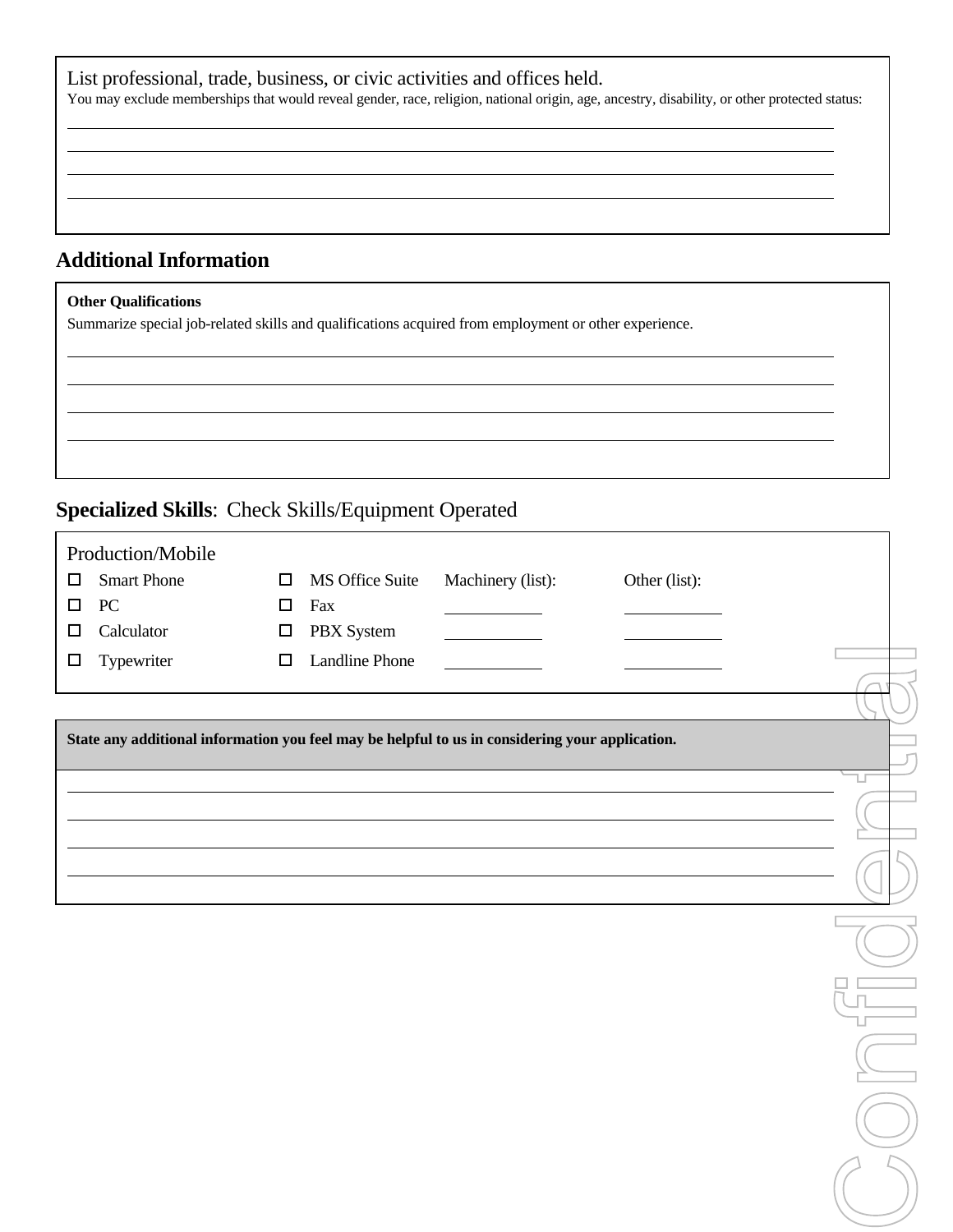List professional, trade, business, or civic activities and offices held.

You may exclude memberships that would reveal gender, race, religion, national origin, age, ancestry, disability, or other protected status:

\_\_\_\_\_\_\_\_\_\_\_\_\_\_\_\_\_\_\_\_\_\_\_\_\_\_\_\_\_\_\_\_\_\_\_\_\_\_\_\_

\_\_\_\_\_\_\_\_\_\_\_\_\_\_\_\_\_\_\_\_\_\_\_\_\_\_\_\_\_\_\_\_\_\_\_\_\_\_\_\_

\_\_\_\_\_\_\_\_\_\_\_\_\_\_\_\_\_\_\_\_\_\_\_\_\_\_\_\_\_\_\_\_\_\_\_\_\_\_\_\_

\_\_\_\_\_\_\_\_\_\_\_\_\_\_\_\_\_\_\_\_\_\_\_\_\_\_\_\_\_\_\_\_\_\_\_\_\_\_\_\_

## Additional Information

**Other Qualifications**

Summarize special job-related skills and qualifications acquired from employment or other experience.

\_\_\_\_\_\_\_\_\_\_\_\_\_\_\_\_\_\_\_\_\_\_\_\_\_\_\_\_\_\_\_\_\_\_\_\_\_\_\_\_

\_\_\_\_\_\_\_\_\_\_\_\_\_\_\_\_\_\_\_\_\_\_\_\_\_\_\_\_\_\_\_\_\_\_\_\_\_\_\_\_

\_\_\_\_\_\_\_\_\_\_\_\_\_\_\_\_\_\_\_\_\_\_\_\_\_\_\_\_\_\_\_\_\_\_\_\_\_\_\_\_

\_\_\_\_\_\_\_\_\_\_\_\_\_\_\_\_\_\_\_\_\_\_\_\_\_\_\_\_\_\_\_\_\_\_\_\_\_\_\_\_

## Specialized Skills: Check Skills/Equipment Operated

Production/Mobile

| | | Machinery (list): | Other (list): |
|---|---|---|---|
| ☐ Smart Phone | ☐ MS Office Suite | | |
| ☐ PC | ☐ Fax | \_\_\_\_\_\_\_\_\_\_ | \_\_\_\_\_\_\_\_\_\_ |
| ☐ Calculator | ☐ PBX System | \_\_\_\_\_\_\_\_\_\_ | \_\_\_\_\_\_\_\_\_\_ |
| ☐ Typewriter | ☐ Landline Phone | \_\_\_\_\_\_\_\_\_\_ | \_\_\_\_\_\_\_\_\_\_ |

**State any additional information you feel may be helpful to us in considering your application.**

\_\_\_\_\_\_\_\_\_\_\_\_\_\_\_\_\_\_\_\_\_\_\_\_\_\_\_\_\_\_\_\_\_\_\_\_\_\_\_\_

\_\_\_\_\_\_\_\_\_\_\_\_\_\_\_\_\_\_\_\_\_\_\_\_\_\_\_\_\_\_\_\_\_\_\_\_\_\_\_\_

\_\_\_\_\_\_\_\_\_\_\_\_\_\_\_\_\_\_\_\_\_\_\_\_\_\_\_\_\_\_\_\_\_\_\_\_\_\_\_\_

\_\_\_\_\_\_\_\_\_\_\_\_\_\_\_\_\_\_\_\_\_\_\_\_\_\_\_\_\_\_\_\_\_\_\_\_\_\_\_\_

Confidential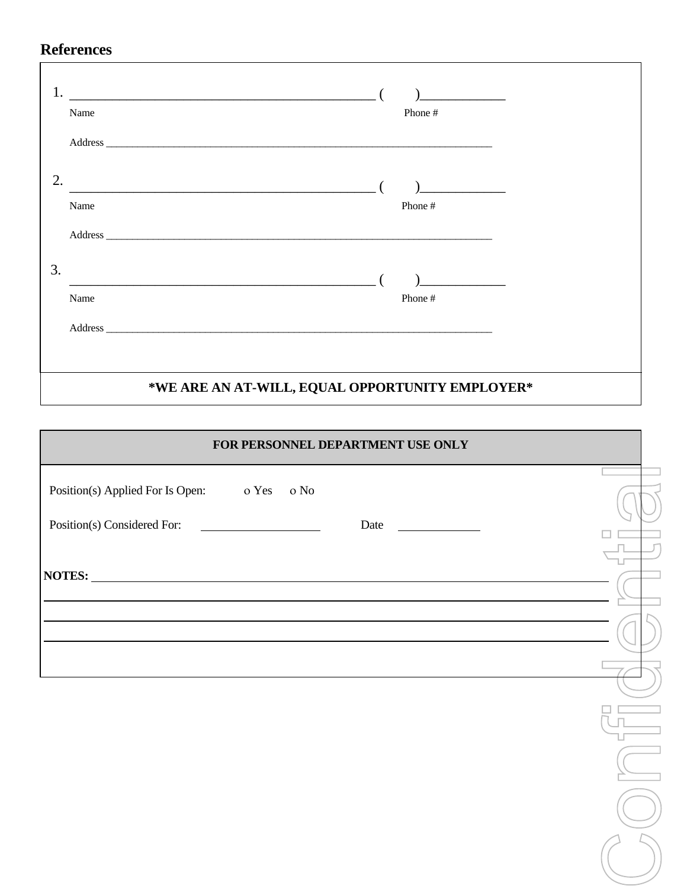## References

1. _______________________________________________ (      )____________

   Name                                                                                                    Phone #

   Address ________________________________________________________________________

2. _______________________________________________ (      )____________

   Name                                                                                                    Phone #

   Address ________________________________________________________________________

3. _______________________________________________ (      )____________

   Name                                                                                                    Phone #

   Address ________________________________________________________________________

**\*WE ARE AN AT-WILL, EQUAL OPPORTUNITY EMPLOYER\***

| **FOR PERSONNEL DEPARTMENT USE ONLY** |
|---|
| Position(s) Applied For Is Open: ο Yes ο No |
| Position(s) Considered For: ____________________ Date ______________ |
| **NOTES:** ______________________________________________________________________ |

Confidential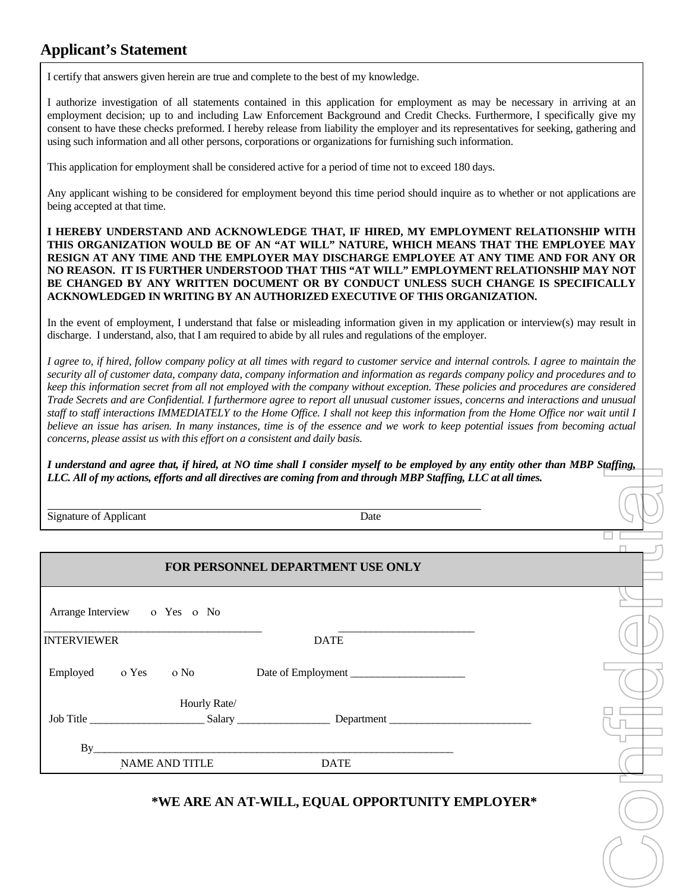## Applicant's Statement

I certify that answers given herein are true and complete to the best of my knowledge.

I authorize investigation of all statements contained in this application for employment as may be necessary in arriving at an employment decision; up to and including Law Enforcement Background and Credit Checks. Furthermore, I specifically give my consent to have these checks preformed. I hereby release from liability the employer and its representatives for seeking, gathering and using such information and all other persons, corporations or organizations for furnishing such information.

This application for employment shall be considered active for a period of time not to exceed 180 days.

Any applicant wishing to be considered for employment beyond this time period should inquire as to whether or not applications are being accepted at that time.

**I HEREBY UNDERSTAND AND ACKNOWLEDGE THAT, IF HIRED, MY EMPLOYMENT RELATIONSHIP WITH THIS ORGANIZATION WOULD BE OF AN "AT WILL" NATURE, WHICH MEANS THAT THE EMPLOYEE MAY RESIGN AT ANY TIME AND THE EMPLOYER MAY DISCHARGE EMPLOYEE AT ANY TIME AND FOR ANY OR NO REASON. IT IS FURTHER UNDERSTOOD THAT THIS "AT WILL" EMPLOYMENT RELATIONSHIP MAY NOT BE CHANGED BY ANY WRITTEN DOCUMENT OR BY CONDUCT UNLESS SUCH CHANGE IS SPECIFICALLY ACKNOWLEDGED IN WRITING BY AN AUTHORIZED EXECUTIVE OF THIS ORGANIZATION.**

In the event of employment, I understand that false or misleading information given in my application or interview(s) may result in discharge. I understand, also, that I am required to abide by all rules and regulations of the employer.

*I agree to, if hired, follow company policy at all times with regard to customer service and internal controls. I agree to maintain the security all of customer data, company data, company information and information as regards company policy and procedures and to keep this information secret from all not employed with the company without exception. These policies and procedures are considered Trade Secrets and are Confidential. I furthermore agree to report all unusual customer issues, concerns and interactions and unusual staff to staff interactions IMMEDIATELY to the Home Office. I shall not keep this information from the Home Office nor wait until I believe an issue has arisen. In many instances, time is of the essence and we work to keep potential issues from becoming actual concerns, please assist us with this effort on a consistent and daily basis.*

***I understand and agree that, if hired, at NO time shall I consider myself to be employed by any entity other than MBP Staffing, LLC. All of my actions, efforts and all directives are coming from and through MBP Staffing, LLC at all times.***

_______________________________________________

Signature of Applicant                                        Date

---

**FOR PERSONNEL DEPARTMENT USE ONLY**

Arrange Interview    o Yes    o No

________________________________________        _________________________

INTERVIEWER                                                   DATE

Employed    o Yes    o No        Date of Employment _____________________

Job Title _____________________ Hourly Rate/ Salary _________________ Department __________________________

By______________________________________________________________________

NAME AND TITLE                                DATE

**\*WE ARE AN AT-WILL, EQUAL OPPORTUNITY EMPLOYER\***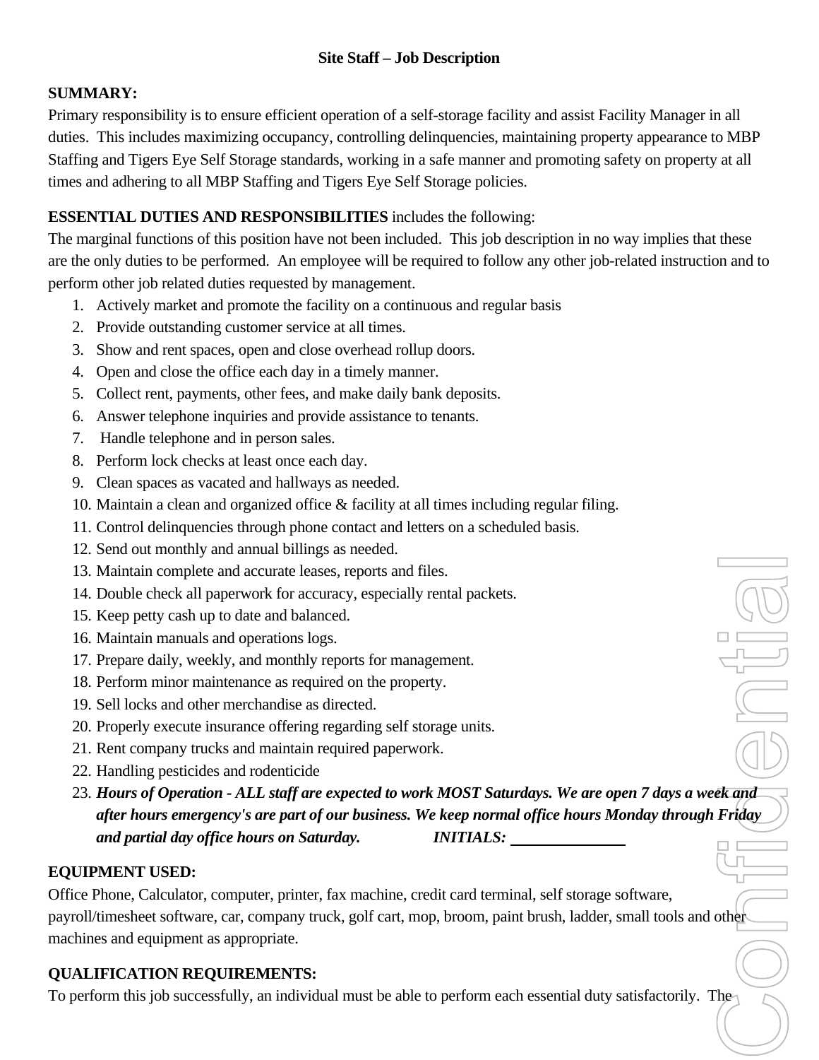## Site Staff – Job Description

**SUMMARY:**

Primary responsibility is to ensure efficient operation of a self-storage facility and assist Facility Manager in all duties. This includes maximizing occupancy, controlling delinquencies, maintaining property appearance to MBP Staffing and Tigers Eye Self Storage standards, working in a safe manner and promoting safety on property at all times and adhering to all MBP Staffing and Tigers Eye Self Storage policies.

**ESSENTIAL DUTIES AND RESPONSIBILITIES** includes the following:

The marginal functions of this position have not been included. This job description in no way implies that these are the only duties to be performed. An employee will be required to follow any other job-related instruction and to perform other job related duties requested by management.

1. Actively market and promote the facility on a continuous and regular basis
2. Provide outstanding customer service at all times.
3. Show and rent spaces, open and close overhead rollup doors.
4. Open and close the office each day in a timely manner.
5. Collect rent, payments, other fees, and make daily bank deposits.
6. Answer telephone inquiries and provide assistance to tenants.
7. Handle telephone and in person sales.
8. Perform lock checks at least once each day.
9. Clean spaces as vacated and hallways as needed.
10. Maintain a clean and organized office & facility at all times including regular filing.
11. Control delinquencies through phone contact and letters on a scheduled basis.
12. Send out monthly and annual billings as needed.
13. Maintain complete and accurate leases, reports and files.
14. Double check all paperwork for accuracy, especially rental packets.
15. Keep petty cash up to date and balanced.
16. Maintain manuals and operations logs.
17. Prepare daily, weekly, and monthly reports for management.
18. Perform minor maintenance as required on the property.
19. Sell locks and other merchandise as directed.
20. Properly execute insurance offering regarding self storage units.
21. Rent company trucks and maintain required paperwork.
22. Handling pesticides and rodenticide
23. ***Hours of Operation - ALL staff are expected to work MOST Saturdays. We are open 7 days a week and after hours emergency's are part of our business. We keep normal office hours Monday through Friday and partial day office hours on Saturday.*** ***INITIALS:*** ______________

**EQUIPMENT USED:**

Office Phone, Calculator, computer, printer, fax machine, credit card terminal, self storage software, payroll/timesheet software, car, company truck, golf cart, mop, broom, paint brush, ladder, small tools and other machines and equipment as appropriate.

**QUALIFICATION REQUIREMENTS:**

To perform this job successfully, an individual must be able to perform each essential duty satisfactorily. The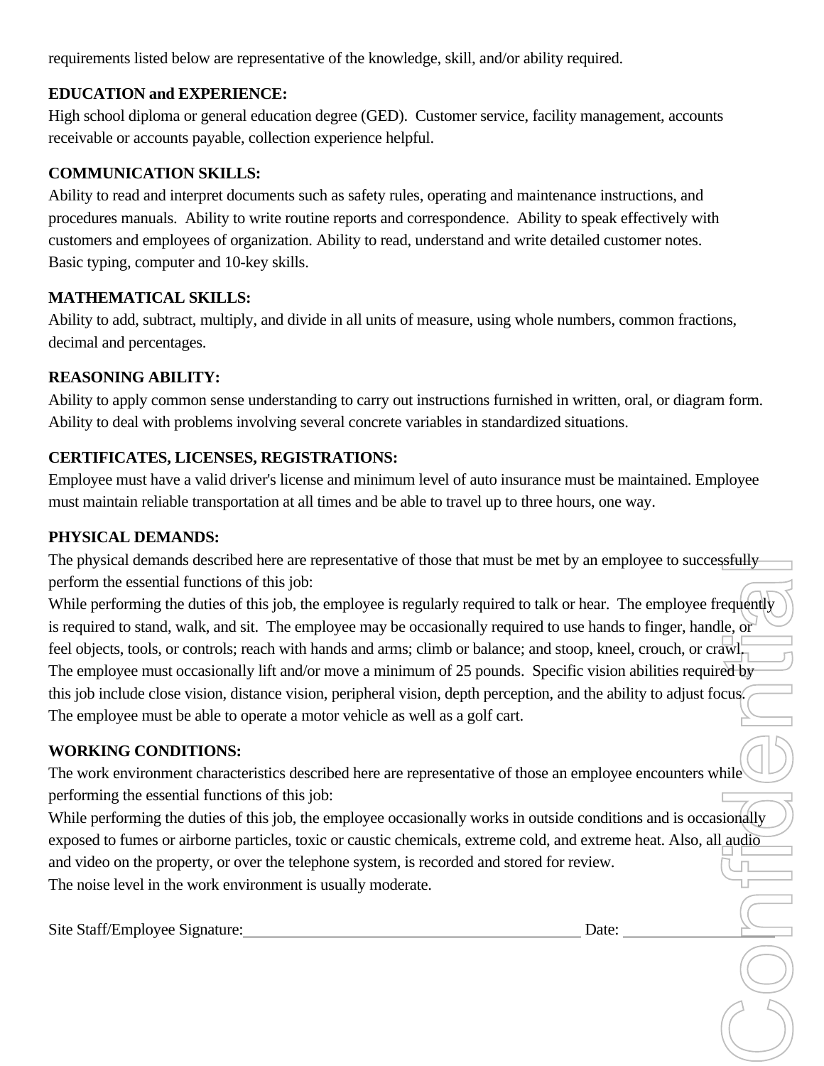requirements listed below are representative of the knowledge, skill, and/or ability required.

**EDUCATION and EXPERIENCE:**
High school diploma or general education degree (GED). Customer service, facility management, accounts receivable or accounts payable, collection experience helpful.

**COMMUNICATION SKILLS:**
Ability to read and interpret documents such as safety rules, operating and maintenance instructions, and procedures manuals. Ability to write routine reports and correspondence. Ability to speak effectively with customers and employees of organization. Ability to read, understand and write detailed customer notes. Basic typing, computer and 10-key skills.

**MATHEMATICAL SKILLS:**
Ability to add, subtract, multiply, and divide in all units of measure, using whole numbers, common fractions, decimal and percentages.

**REASONING ABILITY:**
Ability to apply common sense understanding to carry out instructions furnished in written, oral, or diagram form. Ability to deal with problems involving several concrete variables in standardized situations.

**CERTIFICATES, LICENSES, REGISTRATIONS:**
Employee must have a valid driver's license and minimum level of auto insurance must be maintained. Employee must maintain reliable transportation at all times and be able to travel up to three hours, one way.

**PHYSICAL DEMANDS:**
The physical demands described here are representative of those that must be met by an employee to successfully perform the essential functions of this job:
While performing the duties of this job, the employee is regularly required to talk or hear. The employee frequently is required to stand, walk, and sit. The employee may be occasionally required to use hands to finger, handle, or feel objects, tools, or controls; reach with hands and arms; climb or balance; and stoop, kneel, crouch, or crawl. The employee must occasionally lift and/or move a minimum of 25 pounds. Specific vision abilities required by this job include close vision, distance vision, peripheral vision, depth perception, and the ability to adjust focus. The employee must be able to operate a motor vehicle as well as a golf cart.

**WORKING CONDITIONS:**
The work environment characteristics described here are representative of those an employee encounters while performing the essential functions of this job:
While performing the duties of this job, the employee occasionally works in outside conditions and is occasionally exposed to fumes or airborne particles, toxic or caustic chemicals, extreme cold, and extreme heat. Also, all audio and video on the property, or over the telephone system, is recorded and stored for review.
The noise level in the work environment is usually moderate.

Site Staff/Employee Signature:\_\_\_\_\_\_\_\_\_\_\_\_\_\_\_\_\_\_\_\_\_\_\_\_\_\_\_\_\_\_\_\_\_\_\_\_\_\_\_\_ Date: \_\_\_\_\_\_\_\_\_\_\_\_\_\_\_\_\_\_

Confidential